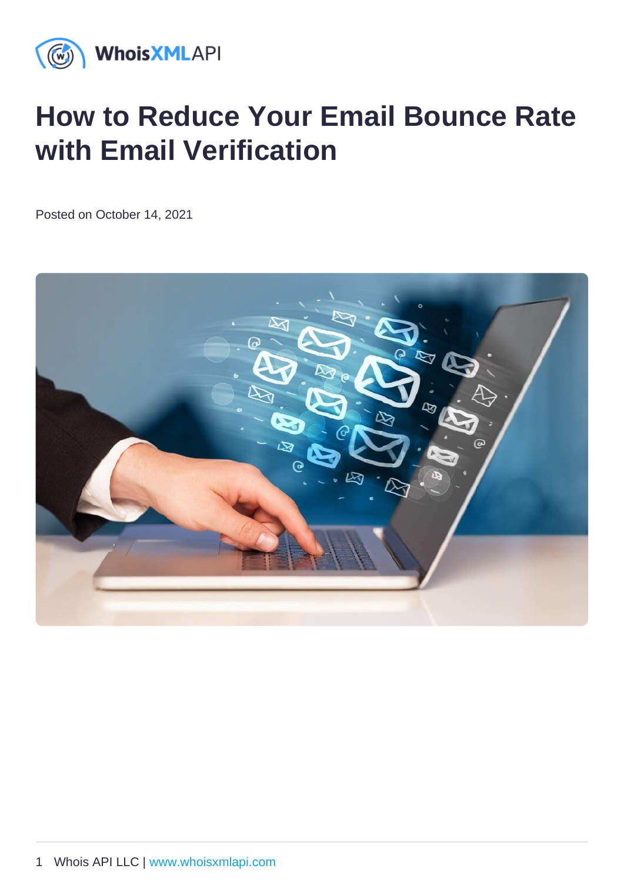# How to Reduce Your Email Bounce Rate with Email Verification

Posted on October 14, 2021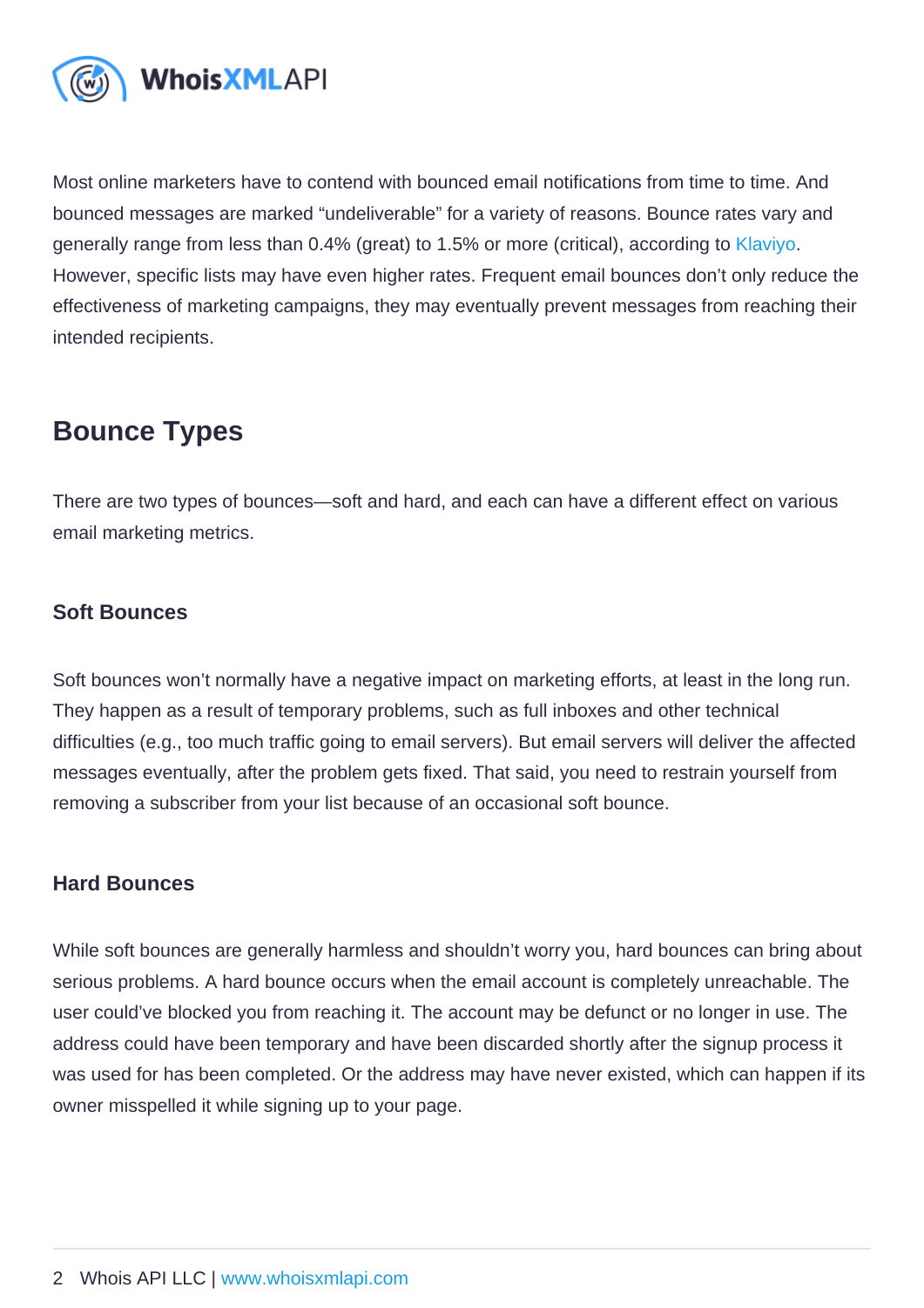Most online marketers have to contend with bounced email notifications from time to time. And bounced messages are marked “undeliverable” for a variety of reasons. Bounce rates vary and generally range from less than 0.4% (great) to 1.5% or more (critical), according to Klaviyo. However, specific lists may have even higher rates. Frequent email bounces don’t only reduce the effectiveness of marketing campaigns, they may eventually prevent messages from reaching their intended recipients.

## Bounce Types

There are two types of bounces—soft and hard, and each can have a different effect on various email marketing metrics.

### Soft Bounces

Soft bounces won’t normally have a negative impact on marketing efforts, at least in the long run. They happen as a result of temporary problems, such as full inboxes and other technical difficulties (e.g., too much traffic going to email servers). But email servers will deliver the affected messages eventually, after the problem gets fixed. That said, you need to restrain yourself from removing a subscriber from your list because of an occasional soft bounce.

### Hard Bounces

While soft bounces are generally harmless and shouldn’t worry you, hard bounces can bring about serious problems. A hard bounce occurs when the email account is completely unreachable. The user could’ve blocked you from reaching it. The account may be defunct or no longer in use. The address could have been temporary and have been discarded shortly after the signup process it was used for has been completed. Or the address may have never existed, which can happen if its owner misspelled it while signing up to your page.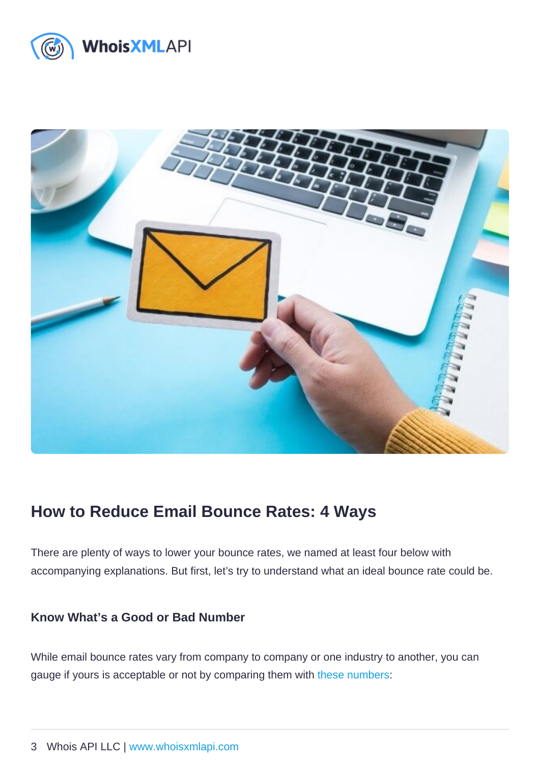## How to Reduce Email Bounce Rates: 4 Ways

There are plenty of ways to lower your bounce rates, we named at least four below with accompanying explanations. But first, let's try to understand what an ideal bounce rate could be.

### Know What's a Good or Bad Number

While email bounce rates vary from company to company or one industry to another, you can gauge if yours is acceptable or not by comparing them with these numbers: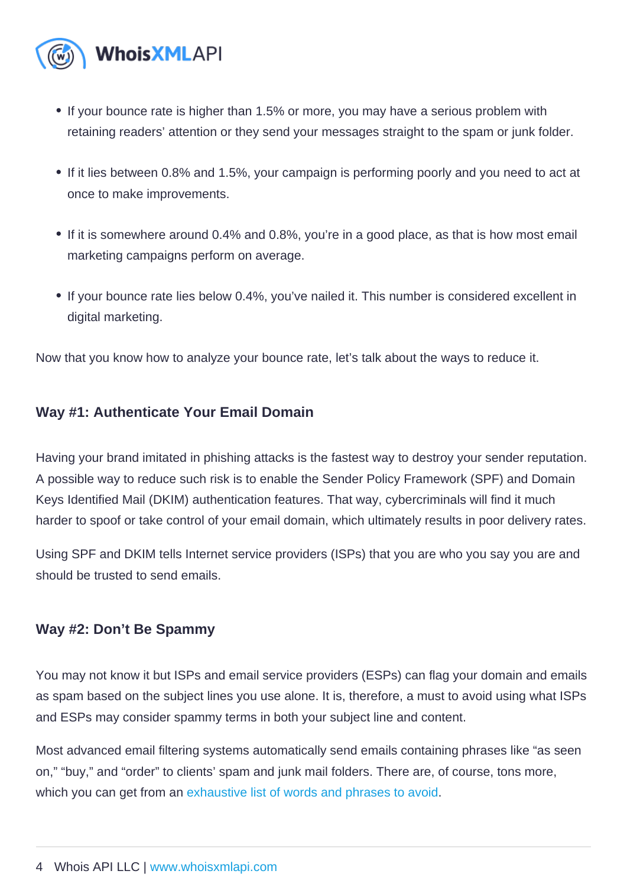- If your bounce rate is higher than 1.5% or more, you may have a serious problem with retaining readers' attention or they send your messages straight to the spam or junk folder.
- If it lies between 0.8% and 1.5%, your campaign is performing poorly and you need to act at once to make improvements.
- If it is somewhere around 0.4% and 0.8%, you're in a good place, as that is how most email marketing campaigns perform on average.
- If your bounce rate lies below 0.4%, you've nailed it. This number is considered excellent in digital marketing.

Now that you know how to analyze your bounce rate, let's talk about the ways to reduce it.

### Way #1: Authenticate Your Email Domain

Having your brand imitated in phishing attacks is the fastest way to destroy your sender reputation. A possible way to reduce such risk is to enable the Sender Policy Framework (SPF) and Domain Keys Identified Mail (DKIM) authentication features. That way, cybercriminals will find it much harder to spoof or take control of your email domain, which ultimately results in poor delivery rates.

Using SPF and DKIM tells Internet service providers (ISPs) that you are who you say you are and should be trusted to send emails.

### Way #2: Don't Be Spammy

You may not know it but ISPs and email service providers (ESPs) can flag your domain and emails as spam based on the subject lines you use alone. It is, therefore, a must to avoid using what ISPs and ESPs may consider spammy terms in both your subject line and content.

Most advanced email filtering systems automatically send emails containing phrases like "as seen on," "buy," and "order" to clients' spam and junk mail folders. There are, of course, tons more, which you can get from an exhaustive list of words and phrases to avoid.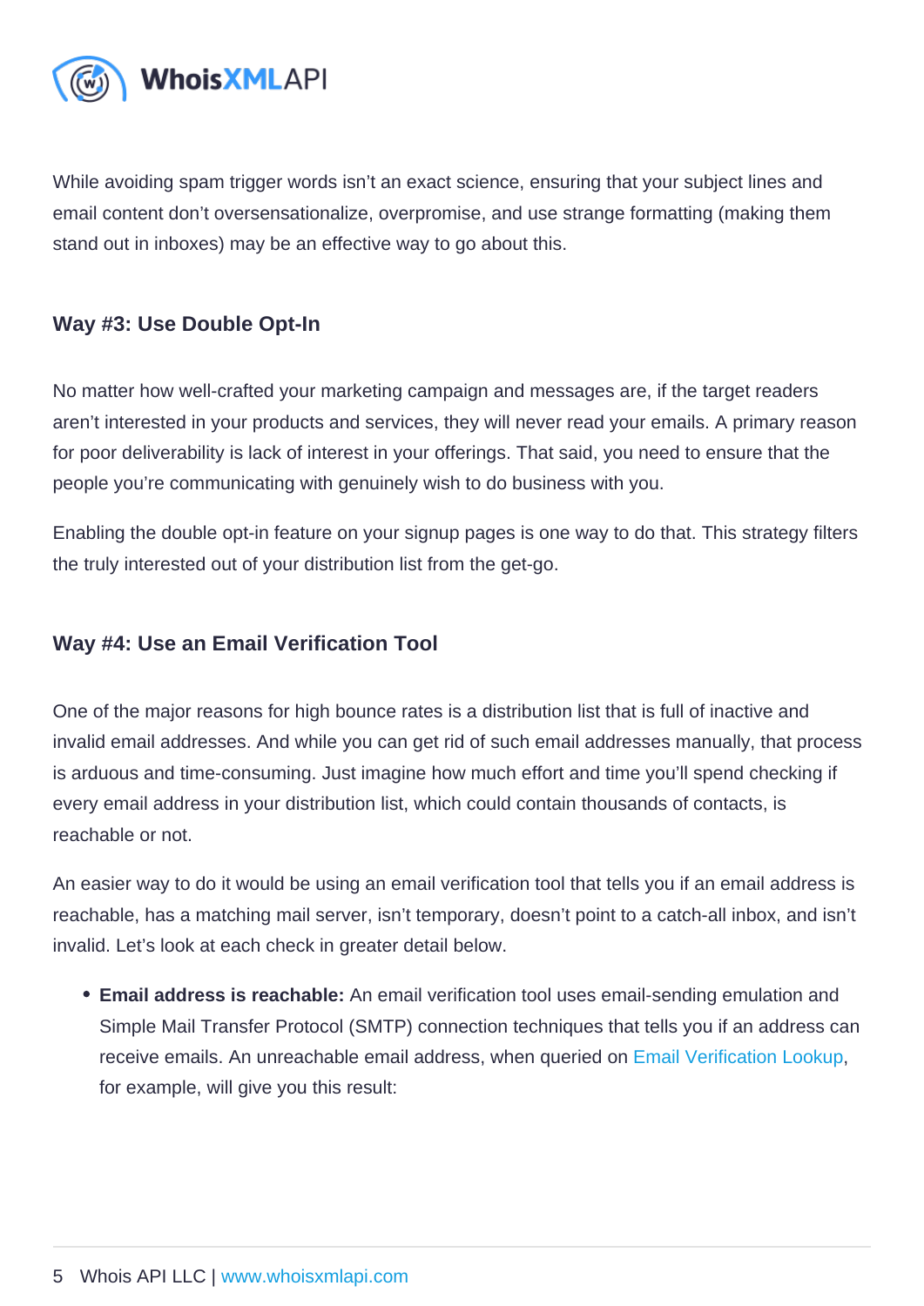While avoiding spam trigger words isn't an exact science, ensuring that your subject lines and email content don't oversensationalize, overpromise, and use strange formatting (making them stand out in inboxes) may be an effective way to go about this.

### Way #3: Use Double Opt-In

No matter how well-crafted your marketing campaign and messages are, if the target readers aren't interested in your products and services, they will never read your emails. A primary reason for poor deliverability is lack of interest in your offerings. That said, you need to ensure that the people you're communicating with genuinely wish to do business with you.

Enabling the double opt-in feature on your signup pages is one way to do that. This strategy filters the truly interested out of your distribution list from the get-go.

### Way #4: Use an Email Verification Tool

One of the major reasons for high bounce rates is a distribution list that is full of inactive and invalid email addresses. And while you can get rid of such email addresses manually, that process is arduous and time-consuming. Just imagine how much effort and time you'll spend checking if every email address in your distribution list, which could contain thousands of contacts, is reachable or not.

An easier way to do it would be using an email verification tool that tells you if an email address is reachable, has a matching mail server, isn't temporary, doesn't point to a catch-all inbox, and isn't invalid. Let's look at each check in greater detail below.

- **Email address is reachable:** An email verification tool uses email-sending emulation and Simple Mail Transfer Protocol (SMTP) connection techniques that tells you if an address can receive emails. An unreachable email address, when queried on Email Verification Lookup, for example, will give you this result: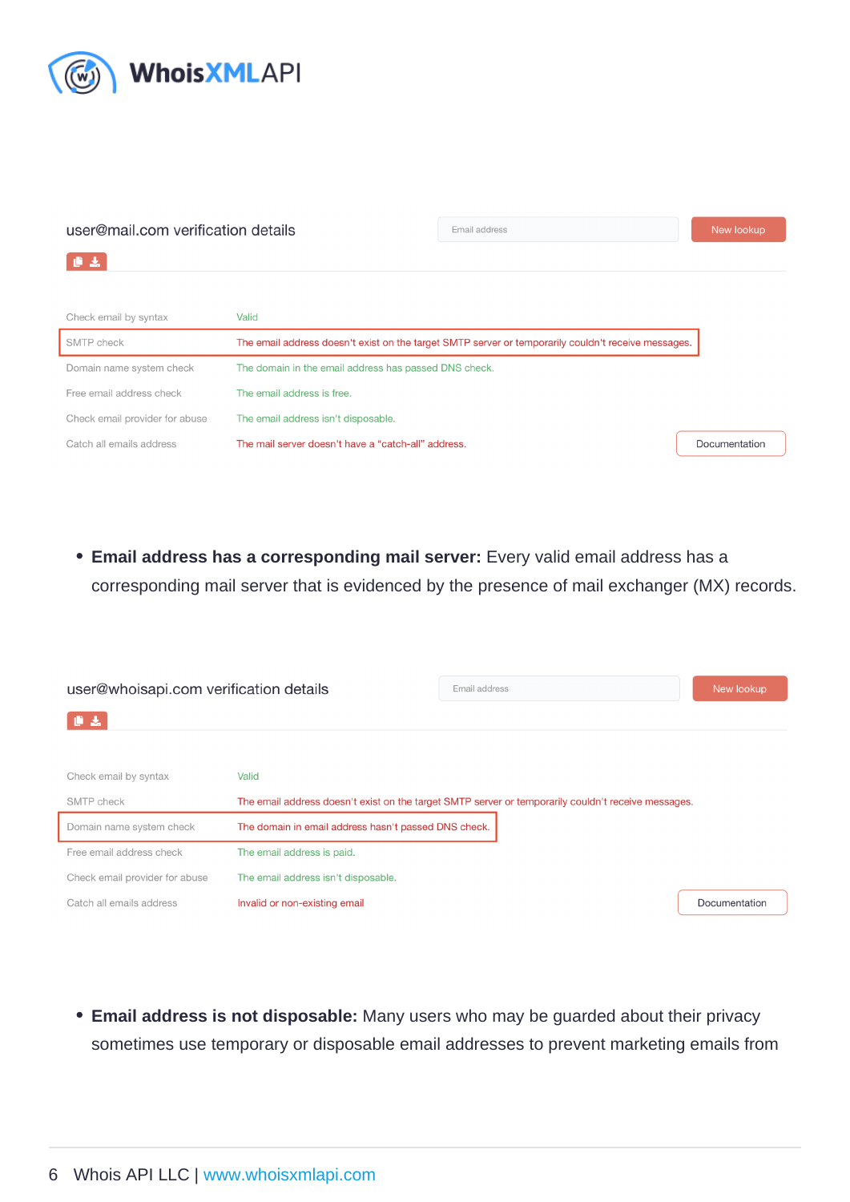user@mail.com verification details

| | |
|---|---|
| Check email by syntax | Valid |
| SMTP check | The email address doesn't exist on the target SMTP server or temporarily couldn't receive messages. |
| Domain name system check | The domain in the email address has passed DNS check. |
| Free email address check | The email address is free. |
| Check email provider for abuse | The email address isn't disposable. |
| Catch all emails address | The mail server doesn't have a "catch-all" address. |

- **Email address has a corresponding mail server:** Every valid email address has a corresponding mail server that is evidenced by the presence of mail exchanger (MX) records.

user@whoisapi.com verification details

| | |
|---|---|
| Check email by syntax | Valid |
| SMTP check | The email address doesn't exist on the target SMTP server or temporarily couldn't receive messages. |
| Domain name system check | The domain in email address hasn't passed DNS check. |
| Free email address check | The email address is paid. |
| Check email provider for abuse | The email address isn't disposable. |
| Catch all emails address | Invalid or non-existing email |

- **Email address is not disposable:** Many users who may be guarded about their privacy sometimes use temporary or disposable email addresses to prevent marketing emails from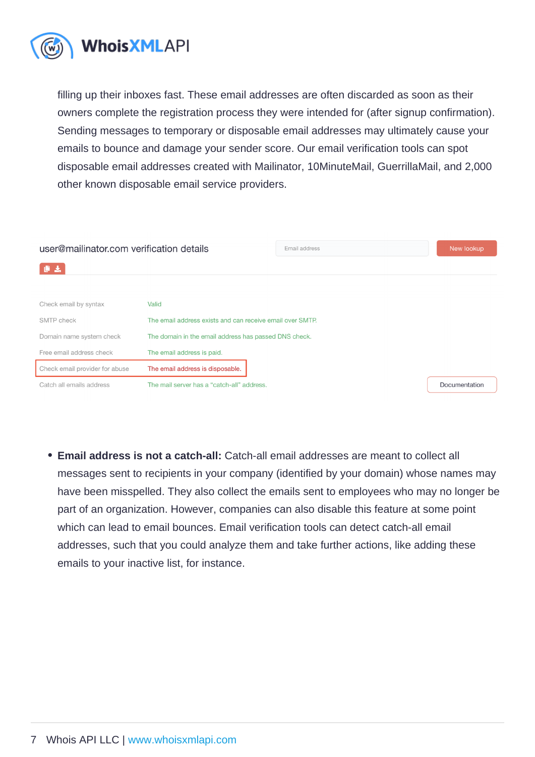filling up their inboxes fast. These email addresses are often discarded as soon as their owners complete the registration process they were intended for (after signup confirmation). Sending messages to temporary or disposable email addresses may ultimately cause your emails to bounce and damage your sender score. Our email verification tools can spot disposable email addresses created with Mailinator, 10MinuteMail, GuerrillaMail, and 2,000 other known disposable email service providers.

user@mailinator.com verification details

Email address

New lookup

| | |
|---|---|
| Check email by syntax | Valid |
| SMTP check | The email address exists and can receive email over SMTP. |
| Domain name system check | The domain in the email address has passed DNS check. |
| Free email address check | The email address is paid. |
| Check email provider for abuse | The email address is disposable. |
| Catch all emails address | The mail server has a “catch-all” address. |

Documentation

- **Email address is not a catch-all:** Catch-all email addresses are meant to collect all messages sent to recipients in your company (identified by your domain) whose names may have been misspelled. They also collect the emails sent to employees who may no longer be part of an organization. However, companies can also disable this feature at some point which can lead to email bounces. Email verification tools can detect catch-all email addresses, such that you could analyze them and take further actions, like adding these emails to your inactive list, for instance.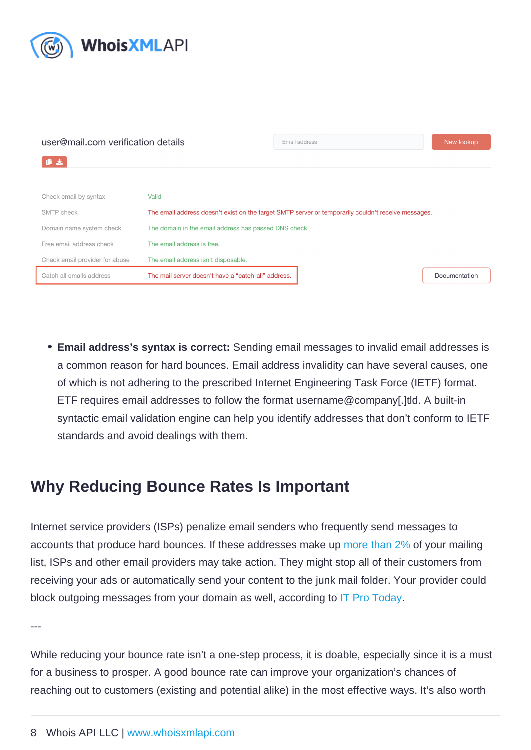user@mail.com verification details

Email address | New lookup

| | |
|---|---|
| Check email by syntax | Valid |
| SMTP check | The email address doesn't exist on the target SMTP server or temporarily couldn't receive messages. |
| Domain name system check | The domain in the email address has passed DNS check. |
| Free email address check | The email address is free. |
| Check email provider for abuse | The email address isn't disposable. |
| Catch all emails address | The mail server doesn't have a "catch-all" address. |

Documentation

- **Email address's syntax is correct:** Sending email messages to invalid email addresses is a common reason for hard bounces. Email address invalidity can have several causes, one of which is not adhering to the prescribed Internet Engineering Task Force (IETF) format. ETF requires email addresses to follow the format username@company[.]tld. A built-in syntactic email validation engine can help you identify addresses that don't conform to IETF standards and avoid dealings with them.

## Why Reducing Bounce Rates Is Important

Internet service providers (ISPs) penalize email senders who frequently send messages to accounts that produce hard bounces. If these addresses make up more than 2% of your mailing list, ISPs and other email providers may take action. They might stop all of their customers from receiving your ads or automatically send your content to the junk mail folder. Your provider could block outgoing messages from your domain as well, according to IT Pro Today.

---

While reducing your bounce rate isn't a one-step process, it is doable, especially since it is a must for a business to prosper. A good bounce rate can improve your organization's chances of reaching out to customers (existing and potential alike) in the most effective ways. It's also worth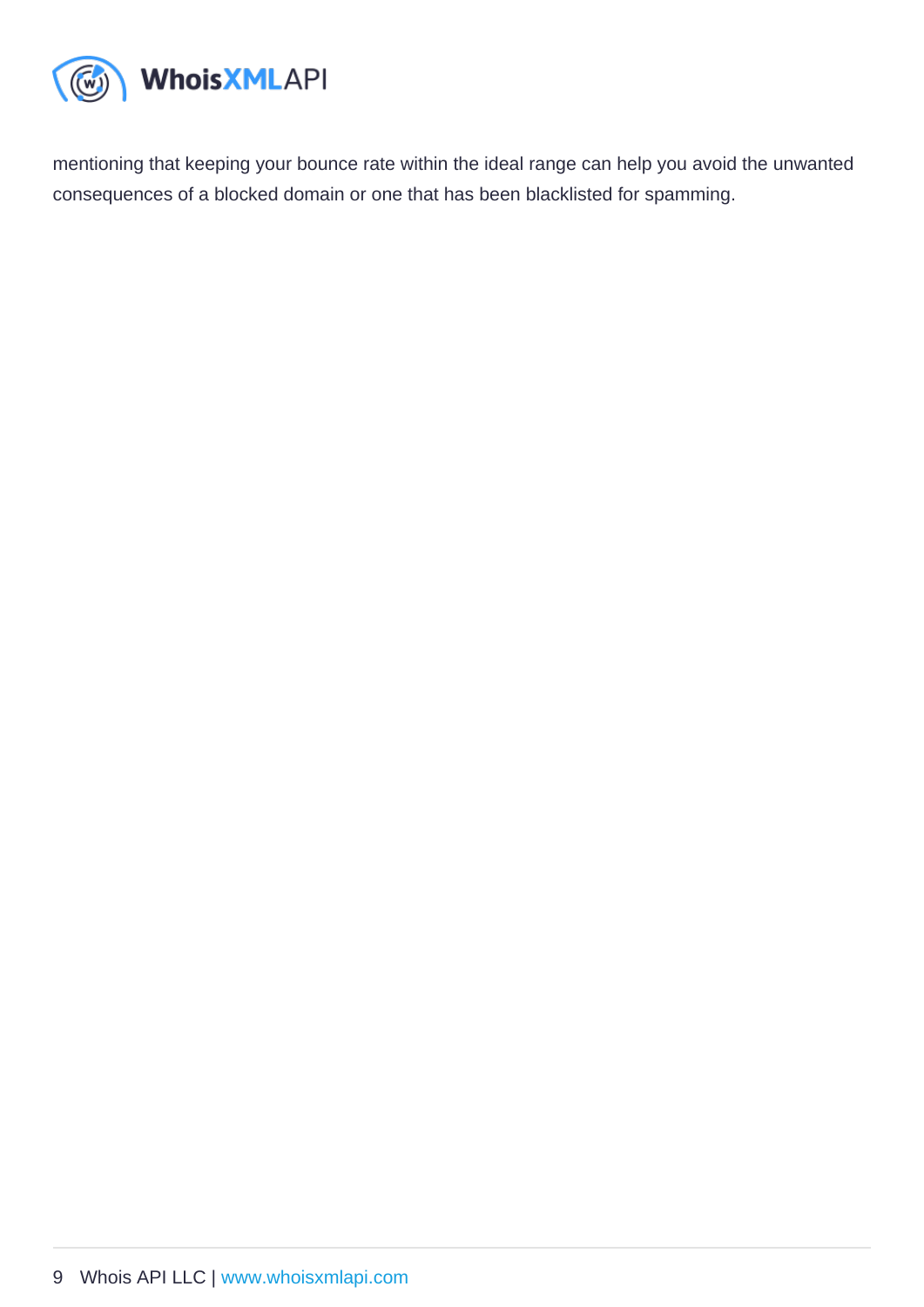mentioning that keeping your bounce rate within the ideal range can help you avoid the unwanted consequences of a blocked domain or one that has been blacklisted for spamming.